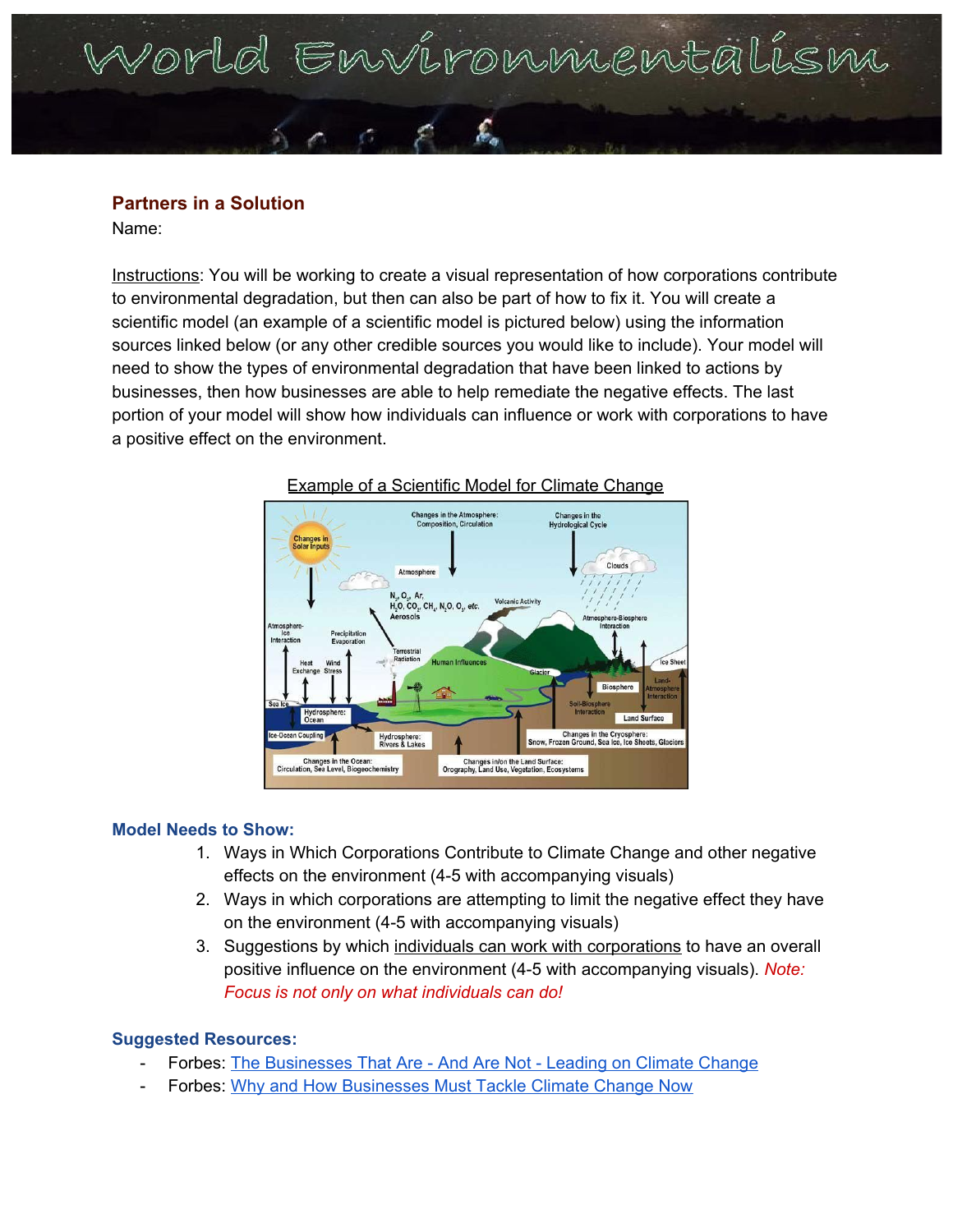# World Environmentalism

## Partners in a Solution

Name:

Instructions: You will be working to create a visual representation of how corporations contribute to environmental degradation, but then can also be part of how to fix it. You will create a scientific model (an example of a scientific model is pictured below) using the information sources linked below (or any other credible sources you would like to include). Your model will need to show the types of environmental degradation that have been linked to actions by businesses, then how businesses are able to help remediate the negative effects. The last portion of your model will show how individuals can influence or work with corporations to have a positive effect on the environment.

Example of a Scientific Model for Climate Change

### Model Needs to Show:

1. Ways in Which Corporations Contribute to Climate Change and other negative effects on the environment (4-5 with accompanying visuals)
2. Ways in which corporations are attempting to limit the negative effect they have on the environment (4-5 with accompanying visuals)
3. Suggestions by which individuals can work with corporations to have an overall positive influence on the environment (4-5 with accompanying visuals). *Note: Focus is not only on what individuals can do!*

### Suggested Resources:

- Forbes: The Businesses That Are - And Are Not - Leading on Climate Change
- Forbes: Why and How Businesses Must Tackle Climate Change Now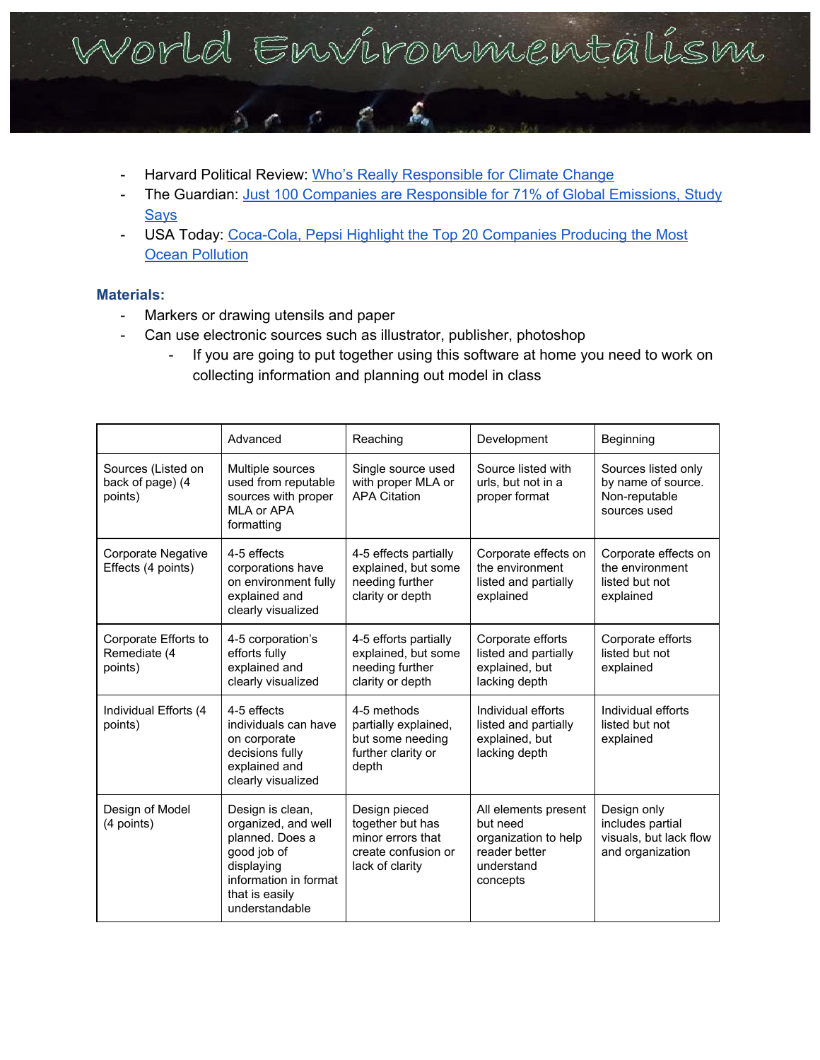# World Environmentalism

- Harvard Political Review: [Who's Really Responsible for Climate Change]
- The Guardian: [Just 100 Companies are Responsible for 71% of Global Emissions, Study Says]
- USA Today: [Coca-Cola, Pepsi Highlight the Top 20 Companies Producing the Most Ocean Pollution]

**Materials:**

- Markers or drawing utensils and paper
- Can use electronic sources such as illustrator, publisher, photoshop
  - If you are going to put together using this software at home you need to work on collecting information and planning out model in class

| | Advanced | Reaching | Development | Beginning |
|---|---|---|---|---|
| Sources (Listed on back of page) (4 points) | Multiple sources used from reputable sources with proper MLA or APA formatting | Single source used with proper MLA or APA Citation | Source listed with urls, but not in a proper format | Sources listed only by name of source. Non-reputable sources used |
| Corporate Negative Effects (4 points) | 4-5 effects corporations have on environment fully explained and clearly visualized | 4-5 effects partially explained, but some needing further clarity or depth | Corporate effects on the environment listed and partially explained | Corporate effects on the environment listed but not explained |
| Corporate Efforts to Remediate (4 points) | 4-5 corporation's efforts fully explained and clearly visualized | 4-5 efforts partially explained, but some needing further clarity or depth | Corporate efforts listed and partially explained, but lacking depth | Corporate efforts listed but not explained |
| Individual Efforts (4 points) | 4-5 effects individuals can have on corporate decisions fully explained and clearly visualized | 4-5 methods partially explained, but some needing further clarity or depth | Individual efforts listed and partially explained, but lacking depth | Individual efforts listed but not explained |
| Design of Model (4 points) | Design is clean, organized, and well planned. Does a good job of displaying information in format that is easily understandable | Design pieced together but has minor errors that create confusion or lack of clarity | All elements present but need organization to help reader better understand concepts | Design only includes partial visuals, but lack flow and organization |